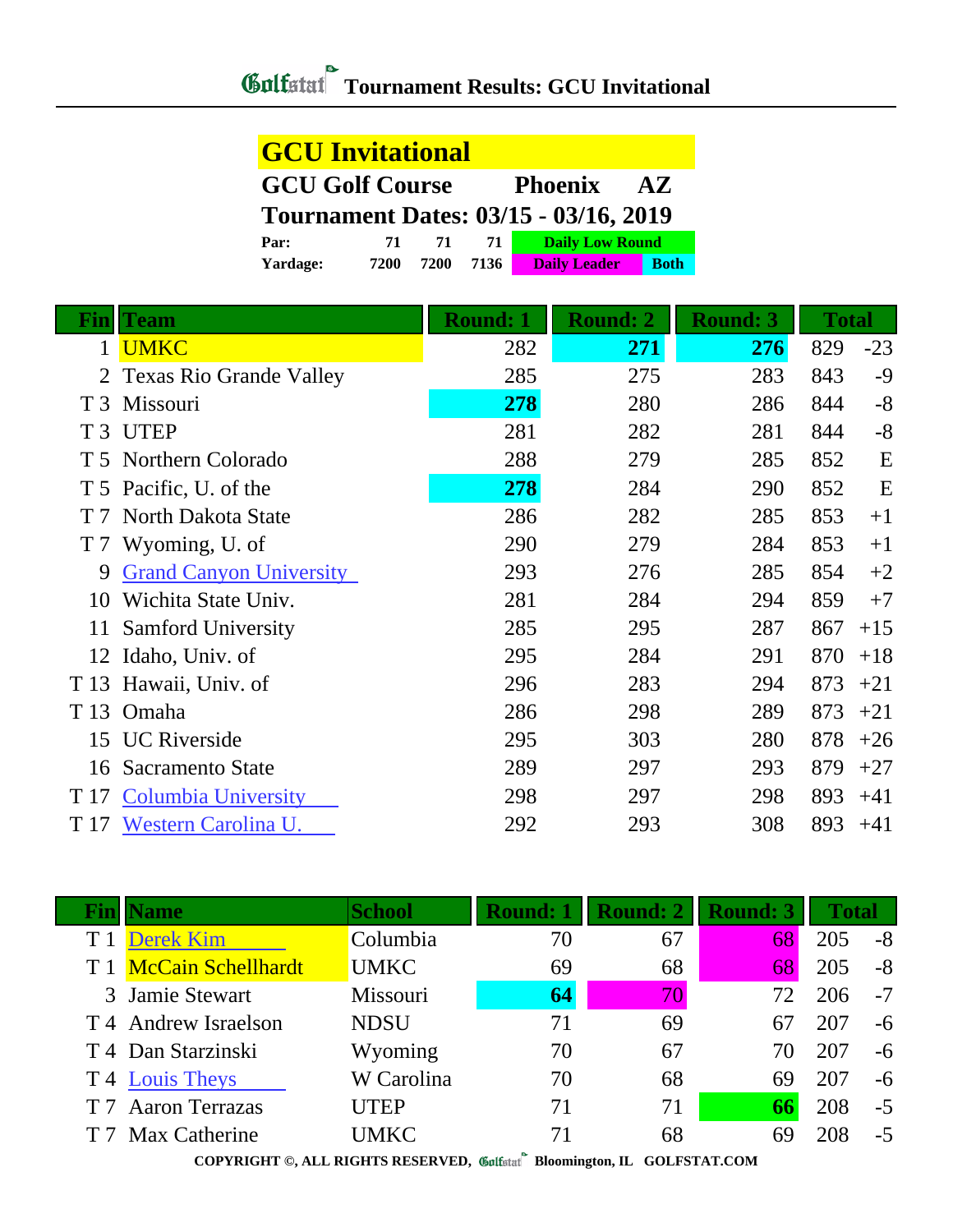# Tournament Results: GCU Invitational

## GCU Invitational

**GCU Golf Course Phoenix AZ**

**Tournament Dates: 03/15 - 03/16, 2019**

| | | | | |
|---|---|---|---|---|
| **Par:** | 71 | 71 | 71 | Daily Low Round |
| **Yardage:** | 7200 | 7200 | 7136 | Daily Leader / Both |

| Fin | Team | Round: 1 | Round: 2 | Round: 3 | Total | |
|---|---|---|---|---|---|---|
| 1 | UMKC | 282 | **271** | **276** | 829 | -23 |
| 2 | Texas Rio Grande Valley | 285 | 275 | 283 | 843 | -9 |
| T 3 | Missouri | **278** | 280 | 286 | 844 | -8 |
| T 3 | UTEP | 281 | 282 | 281 | 844 | -8 |
| T 5 | Northern Colorado | 288 | 279 | 285 | 852 | E |
| T 5 | Pacific, U. of the | **278** | 284 | 290 | 852 | E |
| T 7 | North Dakota State | 286 | 282 | 285 | 853 | +1 |
| T 7 | Wyoming, U. of | 290 | 279 | 284 | 853 | +1 |
| 9 | Grand Canyon University | 293 | 276 | 285 | 854 | +2 |
| 10 | Wichita State Univ. | 281 | 284 | 294 | 859 | +7 |
| 11 | Samford University | 285 | 295 | 287 | 867 | +15 |
| 12 | Idaho, Univ. of | 295 | 284 | 291 | 870 | +18 |
| T 13 | Hawaii, Univ. of | 296 | 283 | 294 | 873 | +21 |
| T 13 | Omaha | 286 | 298 | 289 | 873 | +21 |
| 15 | UC Riverside | 295 | 303 | 280 | 878 | +26 |
| 16 | Sacramento State | 289 | 297 | 293 | 879 | +27 |
| T 17 | Columbia University | 298 | 297 | 298 | 893 | +41 |
| T 17 | Western Carolina U. | 292 | 293 | 308 | 893 | +41 |

| Fin | Name | School | Round: 1 | Round: 2 | Round: 3 | Total | |
|---|---|---|---|---|---|---|---|
| T 1 | Derek Kim | Columbia | 70 | 67 | 68 | 205 | -8 |
| T 1 | McCain Schellhardt | UMKC | 69 | 68 | 68 | 205 | -8 |
| 3 | Jamie Stewart | Missouri | **64** | 70 | 72 | 206 | -7 |
| T 4 | Andrew Israelson | NDSU | 71 | 69 | 67 | 207 | -6 |
| T 4 | Dan Starzinski | Wyoming | 70 | 67 | 70 | 207 | -6 |
| T 4 | Louis Theys | W Carolina | 70 | 68 | 69 | 207 | -6 |
| T 7 | Aaron Terrazas | UTEP | 71 | 71 | **66** | 208 | -5 |
| T 7 | Max Catherine | UMKC | 71 | 68 | 69 | 208 | -5 |

COPYRIGHT ©, ALL RIGHTS RESERVED, Golfstat Bloomington, IL GOLFSTAT.COM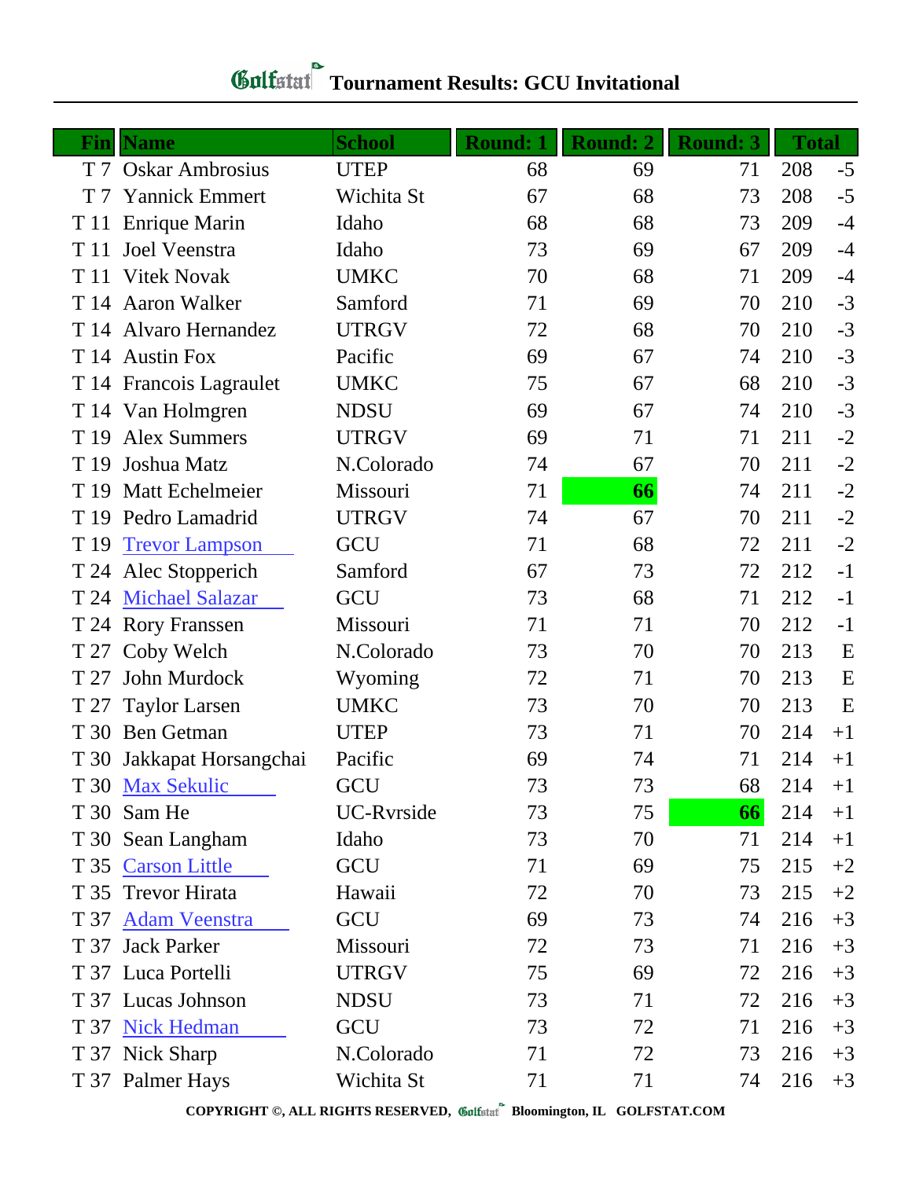# Golfstat Tournament Results: GCU Invitational

| Fin | Name | School | Round: 1 | Round: 2 | Round: 3 | Total | |
|---|---|---|---|---|---|---|---|
| T 7 | Oskar Ambrosius | UTEP | 68 | 69 | 71 | 208 | -5 |
| T 7 | Yannick Emmert | Wichita St | 67 | 68 | 73 | 208 | -5 |
| T 11 | Enrique Marin | Idaho | 68 | 68 | 73 | 209 | -4 |
| T 11 | Joel Veenstra | Idaho | 73 | 69 | 67 | 209 | -4 |
| T 11 | Vitek Novak | UMKC | 70 | 68 | 71 | 209 | -4 |
| T 14 | Aaron Walker | Samford | 71 | 69 | 70 | 210 | -3 |
| T 14 | Alvaro Hernandez | UTRGV | 72 | 68 | 70 | 210 | -3 |
| T 14 | Austin Fox | Pacific | 69 | 67 | 74 | 210 | -3 |
| T 14 | Francois Lagraulet | UMKC | 75 | 67 | 68 | 210 | -3 |
| T 14 | Van Holmgren | NDSU | 69 | 67 | 74 | 210 | -3 |
| T 19 | Alex Summers | UTRGV | 69 | 71 | 71 | 211 | -2 |
| T 19 | Joshua Matz | N.Colorado | 74 | 67 | 70 | 211 | -2 |
| T 19 | Matt Echelmeier | Missouri | 71 | **66** | 74 | 211 | -2 |
| T 19 | Pedro Lamadrid | UTRGV | 74 | 67 | 70 | 211 | -2 |
| T 19 | Trevor Lampson | GCU | 71 | 68 | 72 | 211 | -2 |
| T 24 | Alec Stopperich | Samford | 67 | 73 | 72 | 212 | -1 |
| T 24 | Michael Salazar | GCU | 73 | 68 | 71 | 212 | -1 |
| T 24 | Rory Franssen | Missouri | 71 | 71 | 70 | 212 | -1 |
| T 27 | Coby Welch | N.Colorado | 73 | 70 | 70 | 213 | E |
| T 27 | John Murdock | Wyoming | 72 | 71 | 70 | 213 | E |
| T 27 | Taylor Larsen | UMKC | 73 | 70 | 70 | 213 | E |
| T 30 | Ben Getman | UTEP | 73 | 71 | 70 | 214 | +1 |
| T 30 | Jakkapat Horsangchai | Pacific | 69 | 74 | 71 | 214 | +1 |
| T 30 | Max Sekulic | GCU | 73 | 73 | 68 | 214 | +1 |
| T 30 | Sam He | UC-Rvrside | 73 | 75 | **66** | 214 | +1 |
| T 30 | Sean Langham | Idaho | 73 | 70 | 71 | 214 | +1 |
| T 35 | Carson Little | GCU | 71 | 69 | 75 | 215 | +2 |
| T 35 | Trevor Hirata | Hawaii | 72 | 70 | 73 | 215 | +2 |
| T 37 | Adam Veenstra | GCU | 69 | 73 | 74 | 216 | +3 |
| T 37 | Jack Parker | Missouri | 72 | 73 | 71 | 216 | +3 |
| T 37 | Luca Portelli | UTRGV | 75 | 69 | 72 | 216 | +3 |
| T 37 | Lucas Johnson | NDSU | 73 | 71 | 72 | 216 | +3 |
| T 37 | Nick Hedman | GCU | 73 | 72 | 71 | 216 | +3 |
| T 37 | Nick Sharp | N.Colorado | 71 | 72 | 73 | 216 | +3 |
| T 37 | Palmer Hays | Wichita St | 71 | 71 | 74 | 216 | +3 |

COPYRIGHT ©, ALL RIGHTS RESERVED, Golfstat Bloomington, IL GOLFSTAT.COM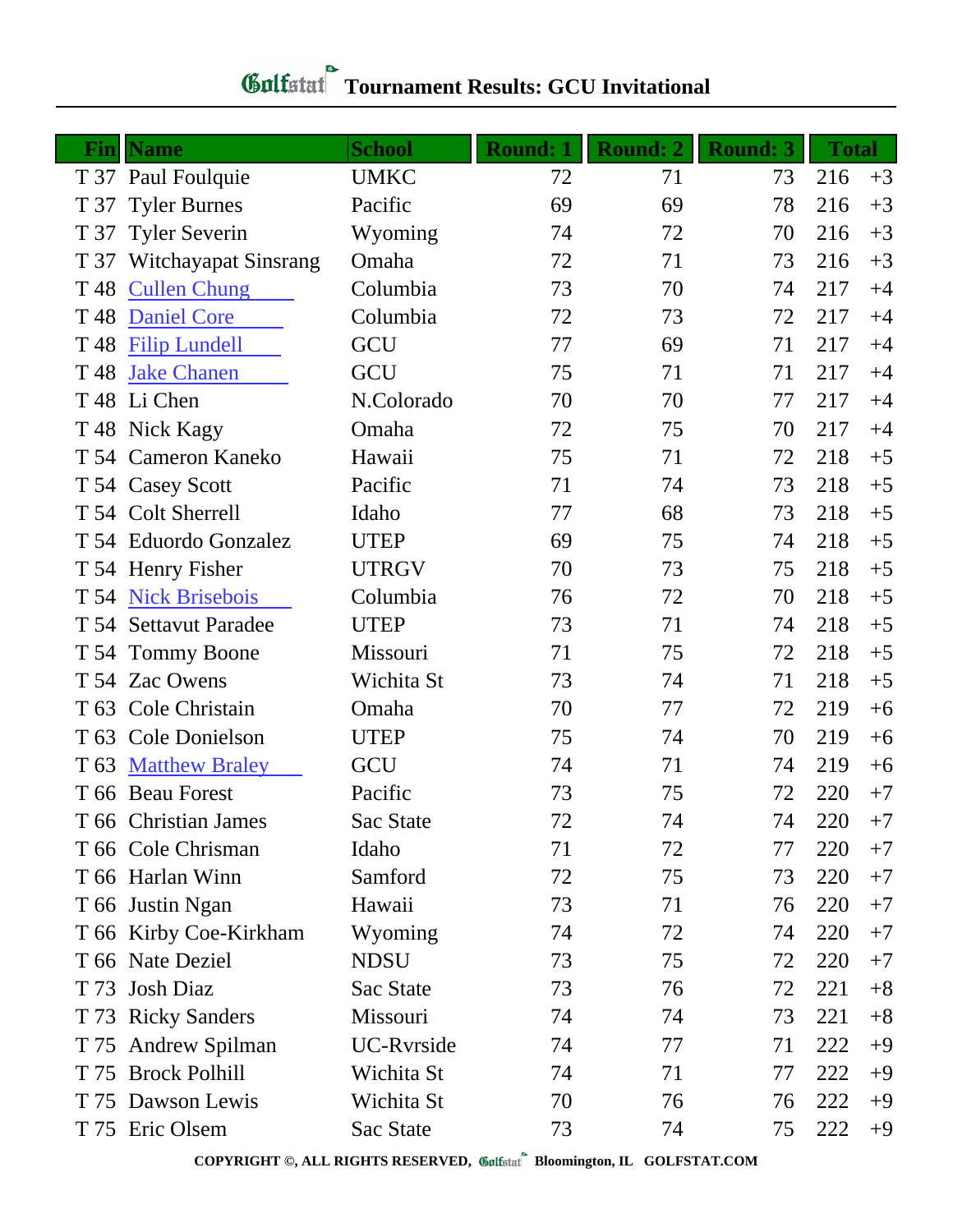# Golfstat Tournament Results: GCU Invitational

| Fin | Name | School | Round: 1 | Round: 2 | Round: 3 | Total | |
|---|---|---|---|---|---|---|---|
| T 37 | Paul Foulquie | UMKC | 72 | 71 | 73 | 216 | +3 |
| T 37 | Tyler Burnes | Pacific | 69 | 69 | 78 | 216 | +3 |
| T 37 | Tyler Severin | Wyoming | 74 | 72 | 70 | 216 | +3 |
| T 37 | Witchayapat Sinsrang | Omaha | 72 | 71 | 73 | 216 | +3 |
| T 48 | Cullen Chung | Columbia | 73 | 70 | 74 | 217 | +4 |
| T 48 | Daniel Core | Columbia | 72 | 73 | 72 | 217 | +4 |
| T 48 | Filip Lundell | GCU | 77 | 69 | 71 | 217 | +4 |
| T 48 | Jake Chanen | GCU | 75 | 71 | 71 | 217 | +4 |
| T 48 | Li Chen | N.Colorado | 70 | 70 | 77 | 217 | +4 |
| T 48 | Nick Kagy | Omaha | 72 | 75 | 70 | 217 | +4 |
| T 54 | Cameron Kaneko | Hawaii | 75 | 71 | 72 | 218 | +5 |
| T 54 | Casey Scott | Pacific | 71 | 74 | 73 | 218 | +5 |
| T 54 | Colt Sherrell | Idaho | 77 | 68 | 73 | 218 | +5 |
| T 54 | Eduordo Gonzalez | UTEP | 69 | 75 | 74 | 218 | +5 |
| T 54 | Henry Fisher | UTRGV | 70 | 73 | 75 | 218 | +5 |
| T 54 | Nick Brisebois | Columbia | 76 | 72 | 70 | 218 | +5 |
| T 54 | Settavut Paradee | UTEP | 73 | 71 | 74 | 218 | +5 |
| T 54 | Tommy Boone | Missouri | 71 | 75 | 72 | 218 | +5 |
| T 54 | Zac Owens | Wichita St | 73 | 74 | 71 | 218 | +5 |
| T 63 | Cole Christain | Omaha | 70 | 77 | 72 | 219 | +6 |
| T 63 | Cole Donielson | UTEP | 75 | 74 | 70 | 219 | +6 |
| T 63 | Matthew Braley | GCU | 74 | 71 | 74 | 219 | +6 |
| T 66 | Beau Forest | Pacific | 73 | 75 | 72 | 220 | +7 |
| T 66 | Christian James | Sac State | 72 | 74 | 74 | 220 | +7 |
| T 66 | Cole Chrisman | Idaho | 71 | 72 | 77 | 220 | +7 |
| T 66 | Harlan Winn | Samford | 72 | 75 | 73 | 220 | +7 |
| T 66 | Justin Ngan | Hawaii | 73 | 71 | 76 | 220 | +7 |
| T 66 | Kirby Coe-Kirkham | Wyoming | 74 | 72 | 74 | 220 | +7 |
| T 66 | Nate Deziel | NDSU | 73 | 75 | 72 | 220 | +7 |
| T 73 | Josh Diaz | Sac State | 73 | 76 | 72 | 221 | +8 |
| T 73 | Ricky Sanders | Missouri | 74 | 74 | 73 | 221 | +8 |
| T 75 | Andrew Spilman | UC-Rvrside | 74 | 77 | 71 | 222 | +9 |
| T 75 | Brock Polhill | Wichita St | 74 | 71 | 77 | 222 | +9 |
| T 75 | Dawson Lewis | Wichita St | 70 | 76 | 76 | 222 | +9 |
| T 75 | Eric Olsem | Sac State | 73 | 74 | 75 | 222 | +9 |

COPYRIGHT ©, ALL RIGHTS RESERVED, Golfstat Bloomington, IL GOLFSTAT.COM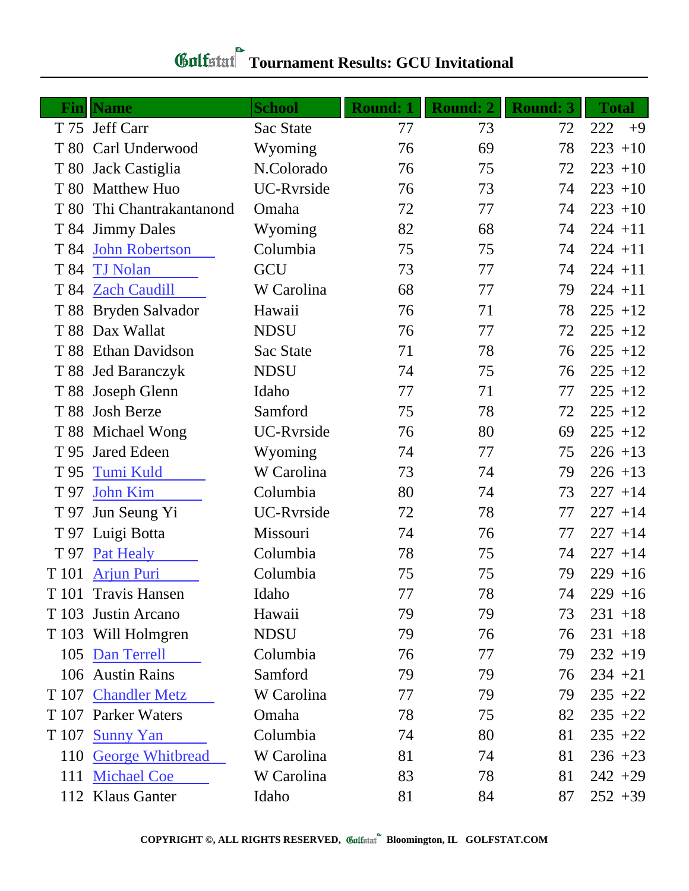# Golfstat Tournament Results: GCU Invitational

| Fin | Name | School | Round: 1 | Round: 2 | Round: 3 | Total | |
|---|---|---|---|---|---|---|---|
| T 75 | Jeff Carr | Sac State | 77 | 73 | 72 | 222 | +9 |
| T 80 | Carl Underwood | Wyoming | 76 | 69 | 78 | 223 | +10 |
| T 80 | Jack Castiglia | N.Colorado | 76 | 75 | 72 | 223 | +10 |
| T 80 | Matthew Huo | UC-Rvrside | 76 | 73 | 74 | 223 | +10 |
| T 80 | Thi Chantrakantanond | Omaha | 72 | 77 | 74 | 223 | +10 |
| T 84 | Jimmy Dales | Wyoming | 82 | 68 | 74 | 224 | +11 |
| T 84 | John Robertson | Columbia | 75 | 75 | 74 | 224 | +11 |
| T 84 | TJ Nolan | GCU | 73 | 77 | 74 | 224 | +11 |
| T 84 | Zach Caudill | W Carolina | 68 | 77 | 79 | 224 | +11 |
| T 88 | Bryden Salvador | Hawaii | 76 | 71 | 78 | 225 | +12 |
| T 88 | Dax Wallat | NDSU | 76 | 77 | 72 | 225 | +12 |
| T 88 | Ethan Davidson | Sac State | 71 | 78 | 76 | 225 | +12 |
| T 88 | Jed Baranczyk | NDSU | 74 | 75 | 76 | 225 | +12 |
| T 88 | Joseph Glenn | Idaho | 77 | 71 | 77 | 225 | +12 |
| T 88 | Josh Berze | Samford | 75 | 78 | 72 | 225 | +12 |
| T 88 | Michael Wong | UC-Rvrside | 76 | 80 | 69 | 225 | +12 |
| T 95 | Jared Edeen | Wyoming | 74 | 77 | 75 | 226 | +13 |
| T 95 | Tumi Kuld | W Carolina | 73 | 74 | 79 | 226 | +13 |
| T 97 | John Kim | Columbia | 80 | 74 | 73 | 227 | +14 |
| T 97 | Jun Seung Yi | UC-Rvrside | 72 | 78 | 77 | 227 | +14 |
| T 97 | Luigi Botta | Missouri | 74 | 76 | 77 | 227 | +14 |
| T 97 | Pat Healy | Columbia | 78 | 75 | 74 | 227 | +14 |
| T 101 | Arjun Puri | Columbia | 75 | 75 | 79 | 229 | +16 |
| T 101 | Travis Hansen | Idaho | 77 | 78 | 74 | 229 | +16 |
| T 103 | Justin Arcano | Hawaii | 79 | 79 | 73 | 231 | +18 |
| T 103 | Will Holmgren | NDSU | 79 | 76 | 76 | 231 | +18 |
| 105 | Dan Terrell | Columbia | 76 | 77 | 79 | 232 | +19 |
| 106 | Austin Rains | Samford | 79 | 79 | 76 | 234 | +21 |
| T 107 | Chandler Metz | W Carolina | 77 | 79 | 79 | 235 | +22 |
| T 107 | Parker Waters | Omaha | 78 | 75 | 82 | 235 | +22 |
| T 107 | Sunny Yan | Columbia | 74 | 80 | 81 | 235 | +22 |
| 110 | George Whitbread | W Carolina | 81 | 74 | 81 | 236 | +23 |
| 111 | Michael Coe | W Carolina | 83 | 78 | 81 | 242 | +29 |
| 112 | Klaus Ganter | Idaho | 81 | 84 | 87 | 252 | +39 |

COPYRIGHT ©, ALL RIGHTS RESERVED, Golfstat Bloomington, IL GOLFSTAT.COM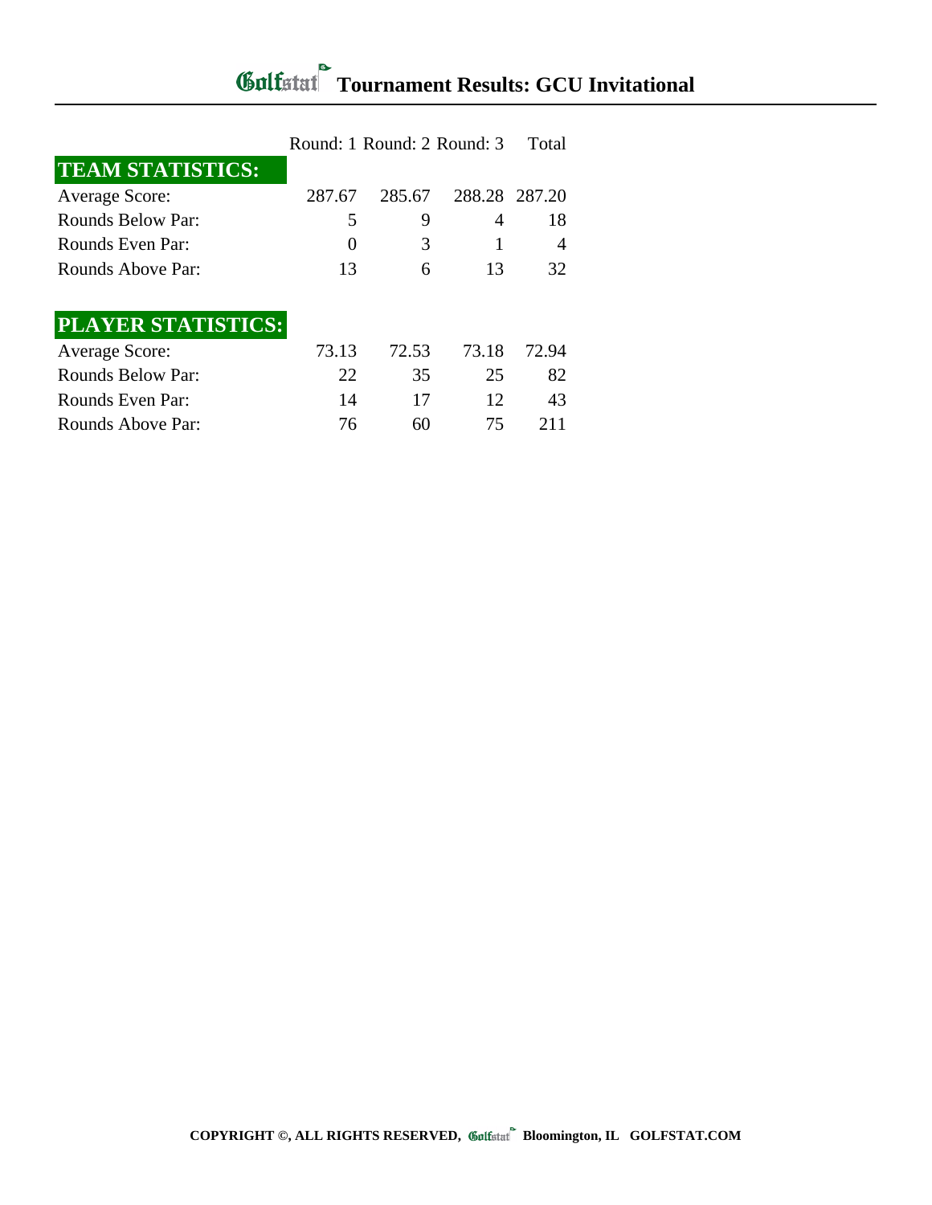# Golfstat Tournament Results: GCU Invitational

| | Round: 1 | Round: 2 | Round: 3 | Total |
|---|---|---|---|---|
| **TEAM STATISTICS:** | | | | |
| Average Score: | 287.67 | 285.67 | 288.28 | 287.20 |
| Rounds Below Par: | 5 | 9 | 4 | 18 |
| Rounds Even Par: | 0 | 3 | 1 | 4 |
| Rounds Above Par: | 13 | 6 | 13 | 32 |
| **PLAYER STATISTICS:** | | | | |
| Average Score: | 73.13 | 72.53 | 73.18 | 72.94 |
| Rounds Below Par: | 22 | 35 | 25 | 82 |
| Rounds Even Par: | 14 | 17 | 12 | 43 |
| Rounds Above Par: | 76 | 60 | 75 | 211 |

**COPYRIGHT ©, ALL RIGHTS RESERVED, Golfstat Bloomington, IL GOLFSTAT.COM**